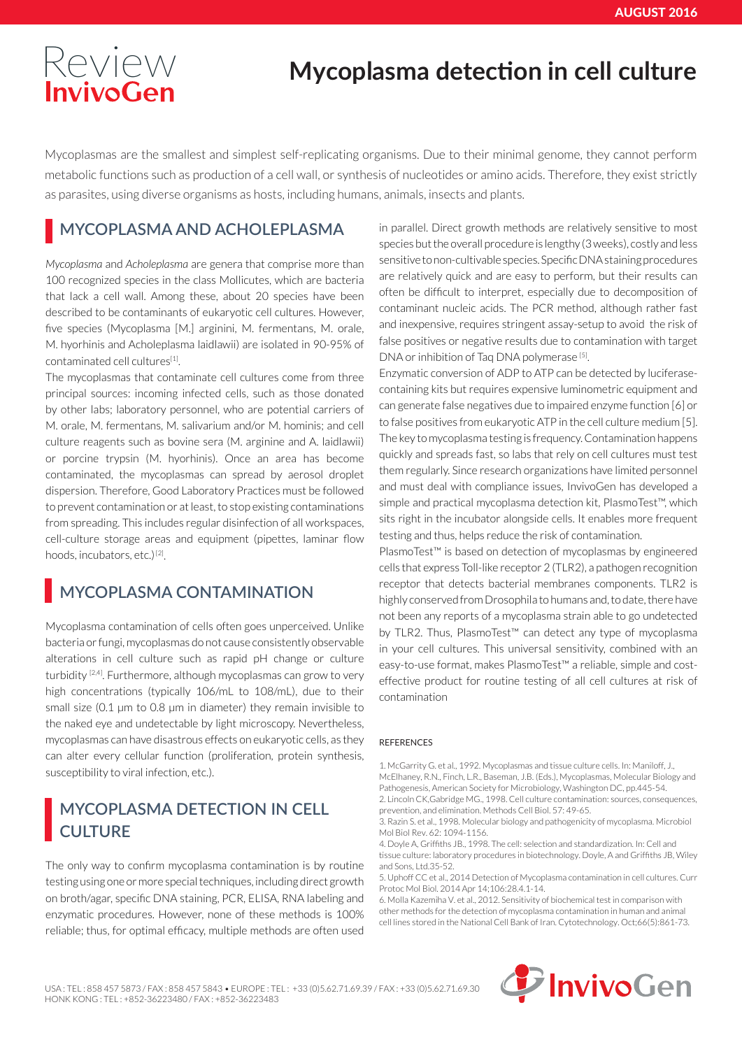# Mycoplasma detection in cell culture

Review InvivoGen

Mycoplasmas are the smallest and simplest self-replicating organisms. Due to their minimal genome, they cannot perform metabolic functions such as production of a cell wall, or synthesis of nucleotides or amino acids. Therefore, they exist strictly as parasites, using diverse organisms as hosts, including humans, animals, insects and plants.

## MYCOPLASMA AND ACHOLEPLASMA

*Mycoplasma* and *Acholeplasma* are genera that comprise more than 100 recognized species in the class Mollicutes, which are bacteria that lack a cell wall. Among these, about 20 species have been described to be contaminants of eukaryotic cell cultures. However, five species (Mycoplasma [M.] arginini, M. fermentans, M. orale, M. hyorhinis and Acholeplasma laidlawii) are isolated in 90-95% of contaminated cell cultures[1].

The mycoplasmas that contaminate cell cultures come from three principal sources: incoming infected cells, such as those donated by other labs; laboratory personnel, who are potential carriers of M. orale, M. fermentans, M. salivarium and/or M. hominis; and cell culture reagents such as bovine sera (M. arginine and A. laidlawii) or porcine trypsin (M. hyorhinis). Once an area has become contaminated, the mycoplasmas can spread by aerosol droplet dispersion. Therefore, Good Laboratory Practices must be followed to prevent contamination or at least, to stop existing contaminations from spreading. This includes regular disinfection of all workspaces, cell-culture storage areas and equipment (pipettes, laminar flow hoods, incubators, etc.)[2].

## MYCOPLASMA CONTAMINATION

Mycoplasma contamination of cells often goes unperceived. Unlike bacteria or fungi, mycoplasmas do not cause consistently observable alterations in cell culture such as rapid pH change or culture turbidity [2,4]. Furthermore, although mycoplasmas can grow to very high concentrations (typically 106/mL to 108/mL), due to their small size (0.1 µm to 0.8 µm in diameter) they remain invisible to the naked eye and undetectable by light microscopy. Nevertheless, mycoplasmas can have disastrous effects on eukaryotic cells, as they can alter every cellular function (proliferation, protein synthesis, susceptibility to viral infection, etc.).

## MYCOPLASMA DETECTION IN CELL CULTURE

The only way to confirm mycoplasma contamination is by routine testing using one or more special techniques, including direct growth on broth/agar, specific DNA staining, PCR, ELISA, RNA labeling and enzymatic procedures. However, none of these methods is 100% reliable; thus, for optimal efficacy, multiple methods are often used in parallel. Direct growth methods are relatively sensitive to most species but the overall procedure is lengthy (3 weeks), costly and less sensitive to non-cultivable species. Specific DNA staining procedures are relatively quick and are easy to perform, but their results can often be difficult to interpret, especially due to decomposition of contaminant nucleic acids. The PCR method, although rather fast and inexpensive, requires stringent assay-setup to avoid the risk of false positives or negative results due to contamination with target DNA or inhibition of Taq DNA polymerase [5].

Enzymatic conversion of ADP to ATP can be detected by luciferase-containing kits but requires expensive luminometric equipment and can generate false negatives due to impaired enzyme function [6] or to false positives from eukaryotic ATP in the cell culture medium [5].

The key to mycoplasma testing is frequency. Contamination happens quickly and spreads fast, so labs that rely on cell cultures must test them regularly. Since research organizations have limited personnel and must deal with compliance issues, InvivoGen has developed a simple and practical mycoplasma detection kit, PlasmoTest™, which sits right in the incubator alongside cells. It enables more frequent testing and thus, helps reduce the risk of contamination.

PlasmoTest™ is based on detection of mycoplasmas by engineered cells that express Toll-like receptor 2 (TLR2), a pathogen recognition receptor that detects bacterial membranes components. TLR2 is highly conserved from Drosophila to humans and, to date, there have not been any reports of a mycoplasma strain able to go undetected by TLR2. Thus, PlasmoTest™ can detect any type of mycoplasma in your cell cultures. This universal sensitivity, combined with an easy-to-use format, makes PlasmoTest™ a reliable, simple and cost-effective product for routine testing of all cell cultures at risk of contamination

### REFERENCES

1. McGarrity G. et al., 1992. Mycoplasmas and tissue culture cells. In: Maniloff, J., McElhaney, R.N., Finch, L.R., Baseman, J.B. (Eds.), Mycoplasmas, Molecular Biology and Pathogenesis, American Society for Microbiology, Washington DC, pp.445-54.
2. Lincoln CK,Gabridge MG., 1998. Cell culture contamination: sources, consequences, prevention, and elimination. Methods Cell Biol. 57: 49-65.
3. Razin S. et al., 1998. Molecular biology and pathogenicity of mycoplasma. Microbiol Mol Biol Rev. 62: 1094-1156.
4. Doyle A, Griffiths JB., 1998. The cell: selection and standardization. In: Cell and tissue culture: laboratory procedures in biotechnology. Doyle, A and Griffiths JB, Wiley and Sons, Ltd.35-52.
5. Uphoff CC et al., 2014 Detection of Mycoplasma contamination in cell cultures. Curr Protoc Mol Biol. 2014 Apr 14;106:28.4.1-14.
6. Molla Kazemiha V. et al., 2012. Sensitivity of biochemical test in comparison with other methods for the detection of mycoplasma contamination in human and animal cell lines stored in the National Cell Bank of Iran. Cytotechnology. Oct;66(5):861-73.

USA : TEL : 858 457 5873 / FAX : 858 457 5843 • EUROPE : TEL : +33 (0)5.62.71.69.39 / FAX : +33 (0)5.62.71.69.30
HONK KONG : TEL : +852-36223480 / FAX : +852-36223483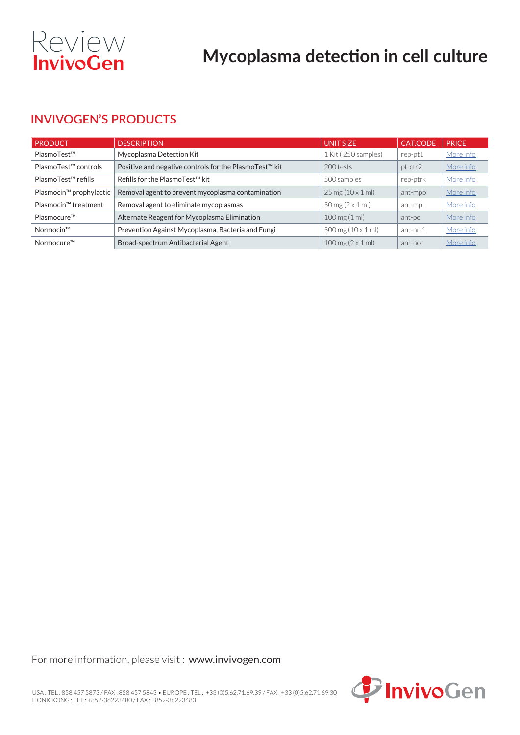# Mycoplasma detection in cell culture

## INVIVOGEN'S PRODUCTS

| PRODUCT | DESCRIPTION | UNIT SIZE | CAT.CODE | PRICE |
|---|---|---|---|---|
| PlasmoTest™ | Mycoplasma Detection Kit | 1 Kit ( 250 samples) | rep-pt1 | More info |
| PlasmoTest™ controls | Positive and negative controls for the PlasmoTest™ kit | 200 tests | pt-ctr2 | More info |
| PlasmoTest™ refills | Refills for the PlasmoTest™ kit | 500 samples | rep-ptrk | More info |
| Plasmocin™ prophylactic | Removal agent to prevent mycoplasma contamination | 25 mg (10 x 1 ml) | ant-mpp | More info |
| Plasmocin™ treatment | Removal agent to eliminate mycoplasmas | 50 mg (2 x 1 ml) | ant-mpt | More info |
| Plasmocure™ | Alternate Reagent for Mycoplasma Elimination | 100 mg (1 ml) | ant-pc | More info |
| Normocin™ | Prevention Against Mycoplasma, Bacteria and Fungi | 500 mg (10 x 1 ml) | ant-nr-1 | More info |
| Normocure™ | Broad-spectrum Antibacterial Agent | 100 mg (2 x 1 ml) | ant-noc | More info |

For more information, please visit : **www.invivogen.com**

USA : TEL : 858 457 5873 / FAX : 858 457 5843 • EUROPE : TEL : +33 (0)5.62.71.69.39 / FAX : +33 (0)5.62.71.69.30
HONK KONG : TEL : +852-36223480 / FAX : +852-36223483